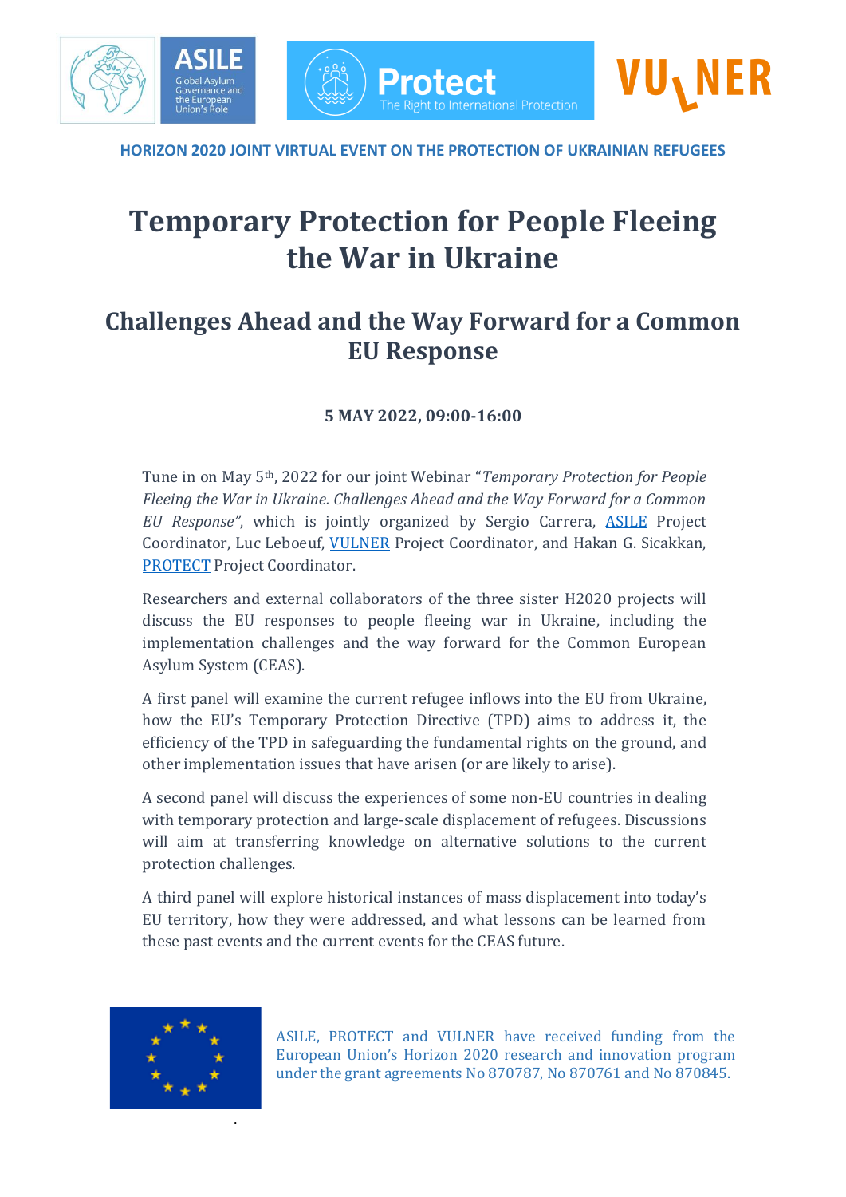HORIZON 2020 JOINT VIRTUAL EVENT ON THE PROTECTION OF UKRAINIAN REFUGEES

# Temporary Protection for People Fleeing the War in Ukraine

## Challenges Ahead and the Way Forward for a Common EU Response

**5 MAY 2022, 09:00-16:00**

Tune in on May 5th, 2022 for our joint Webinar "*Temporary Protection for People Fleeing the War in Ukraine. Challenges Ahead and the Way Forward for a Common EU Response"*, which is jointly organized by Sergio Carrera, ASILE Project Coordinator, Luc Leboeuf, VULNER Project Coordinator, and Hakan G. Sicakkan, PROTECT Project Coordinator.

Researchers and external collaborators of the three sister H2020 projects will discuss the EU responses to people fleeing war in Ukraine, including the implementation challenges and the way forward for the Common European Asylum System (CEAS).

A first panel will examine the current refugee inflows into the EU from Ukraine, how the EU's Temporary Protection Directive (TPD) aims to address it, the efficiency of the TPD in safeguarding the fundamental rights on the ground, and other implementation issues that have arisen (or are likely to arise).

A second panel will discuss the experiences of some non-EU countries in dealing with temporary protection and large-scale displacement of refugees. Discussions will aim at transferring knowledge on alternative solutions to the current protection challenges.

A third panel will explore historical instances of mass displacement into today's EU territory, how they were addressed, and what lessons can be learned from these past events and the current events for the CEAS future.

ASILE, PROTECT and VULNER have received funding from the European Union's Horizon 2020 research and innovation program under the grant agreements No 870787, No 870761 and No 870845.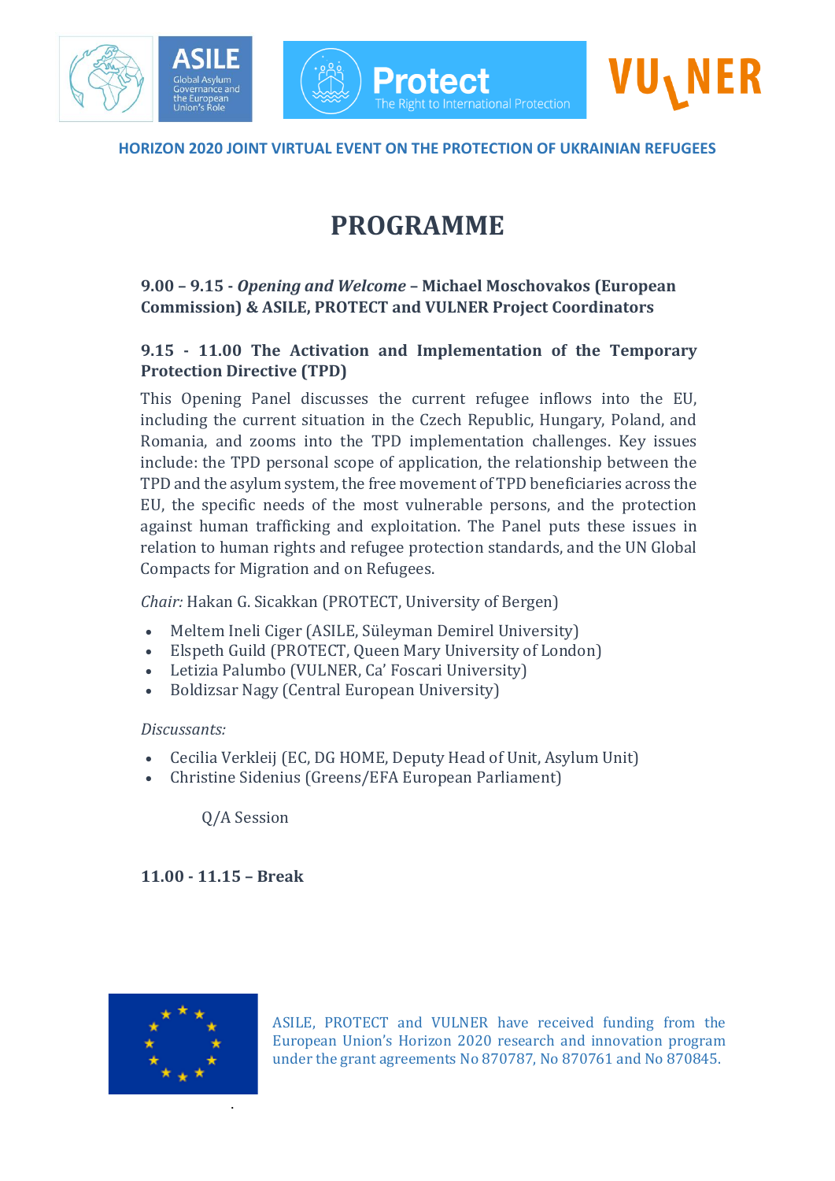HORIZON 2020 JOINT VIRTUAL EVENT ON THE PROTECTION OF UKRAINIAN REFUGEES

# PROGRAMME

**9.00 – 9.15 - *Opening and Welcome* – Michael Moschovakos (European Commission) & ASILE, PROTECT and VULNER Project Coordinators**

**9.15 - 11.00 The Activation and Implementation of the Temporary Protection Directive (TPD)**

This Opening Panel discusses the current refugee inflows into the EU, including the current situation in the Czech Republic, Hungary, Poland, and Romania, and zooms into the TPD implementation challenges. Key issues include: the TPD personal scope of application, the relationship between the TPD and the asylum system, the free movement of TPD beneficiaries across the EU, the specific needs of the most vulnerable persons, and the protection against human trafficking and exploitation. The Panel puts these issues in relation to human rights and refugee protection standards, and the UN Global Compacts for Migration and on Refugees.

*Chair:* Hakan G. Sicakkan (PROTECT, University of Bergen)

- Meltem Ineli Ciger (ASILE, Süleyman Demirel University)
- Elspeth Guild (PROTECT, Queen Mary University of London)
- Letizia Palumbo (VULNER, Ca' Foscari University)
- Boldizsar Nagy (Central European University)

*Discussants:*

- Cecilia Verkleij (EC, DG HOME, Deputy Head of Unit, Asylum Unit)
- Christine Sidenius (Greens/EFA European Parliament)

Q/A Session

**11.00 - 11.15 – Break**

ASILE, PROTECT and VULNER have received funding from the European Union's Horizon 2020 research and innovation program under the grant agreements No 870787, No 870761 and No 870845.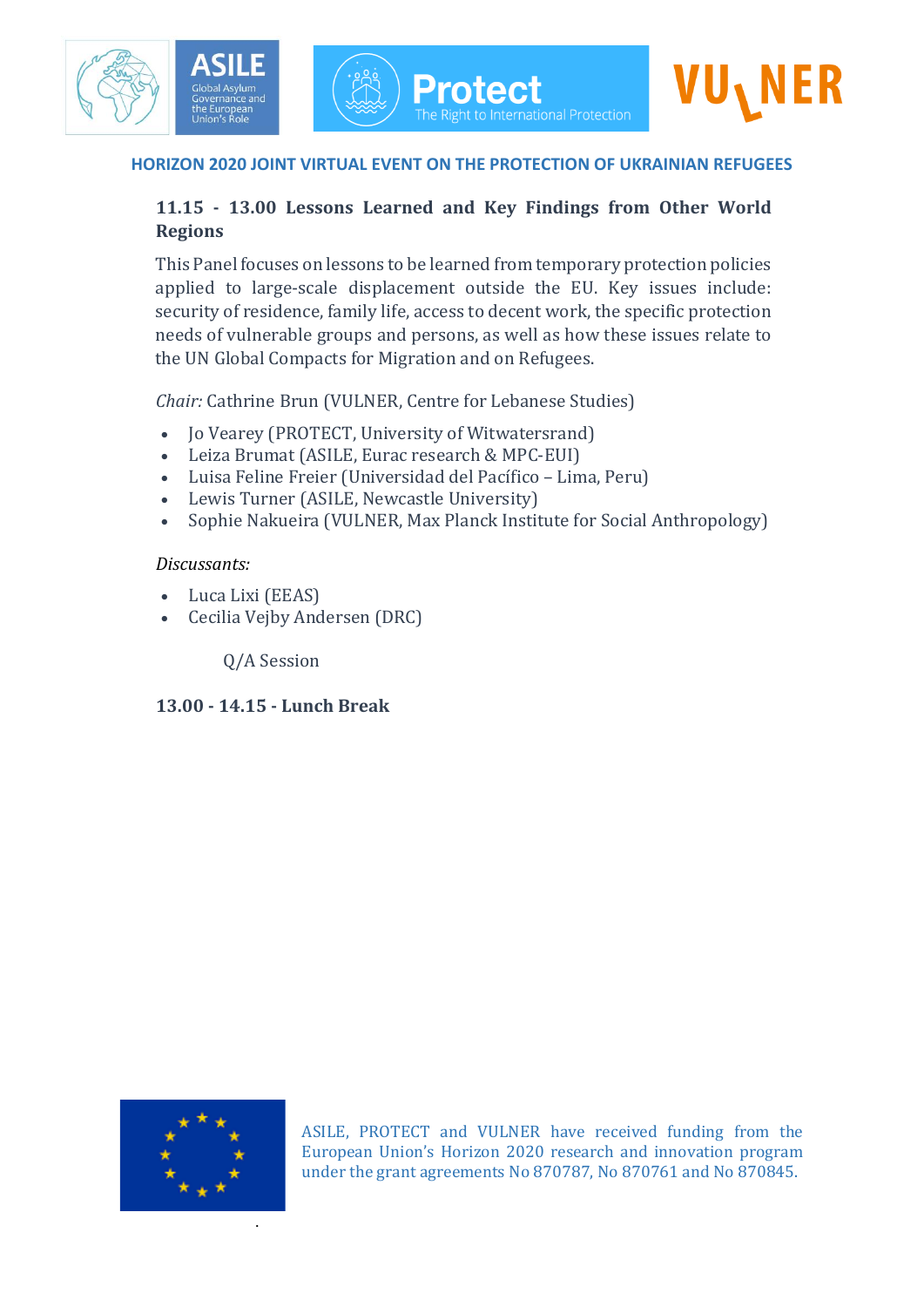**HORIZON 2020 JOINT VIRTUAL EVENT ON THE PROTECTION OF UKRAINIAN REFUGEES**

**11.15 - 13.00 Lessons Learned and Key Findings from Other World Regions**

This Panel focuses on lessons to be learned from temporary protection policies applied to large-scale displacement outside the EU. Key issues include: security of residence, family life, access to decent work, the specific protection needs of vulnerable groups and persons, as well as how these issues relate to the UN Global Compacts for Migration and on Refugees.

*Chair:* Cathrine Brun (VULNER, Centre for Lebanese Studies)

- Jo Vearey (PROTECT, University of Witwatersrand)
- Leiza Brumat (ASILE, Eurac research & MPC-EUI)
- Luisa Feline Freier (Universidad del Pacífico – Lima, Peru)
- Lewis Turner (ASILE, Newcastle University)
- Sophie Nakueira (VULNER, Max Planck Institute for Social Anthropology)

*Discussants:*

- Luca Lixi (EEAS)
- Cecilia Vejby Andersen (DRC)

Q/A Session

**13.00 - 14.15 - Lunch Break**

ASILE, PROTECT and VULNER have received funding from the European Union's Horizon 2020 research and innovation program under the grant agreements No 870787, No 870761 and No 870845.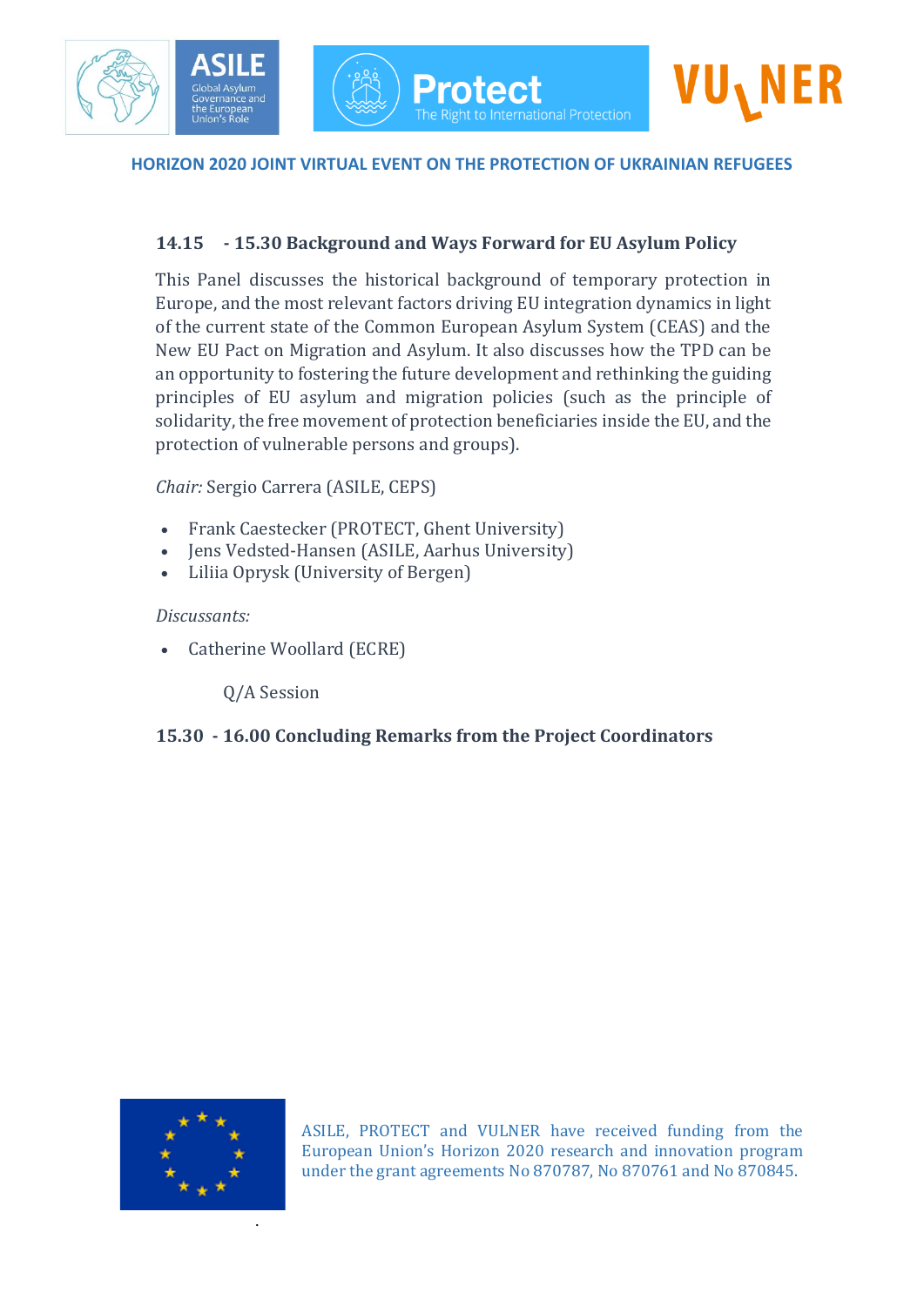HORIZON 2020 JOINT VIRTUAL EVENT ON THE PROTECTION OF UKRAINIAN REFUGEES

### 14.15 - 15.30 Background and Ways Forward for EU Asylum Policy

This Panel discusses the historical background of temporary protection in Europe, and the most relevant factors driving EU integration dynamics in light of the current state of the Common European Asylum System (CEAS) and the New EU Pact on Migration and Asylum. It also discusses how the TPD can be an opportunity to fostering the future development and rethinking the guiding principles of EU asylum and migration policies (such as the principle of solidarity, the free movement of protection beneficiaries inside the EU, and the protection of vulnerable persons and groups).

*Chair:* Sergio Carrera (ASILE, CEPS)

- Frank Caestecker (PROTECT, Ghent University)
- Jens Vedsted-Hansen (ASILE, Aarhus University)
- Liliia Oprysk (University of Bergen)

*Discussants:*

- Catherine Woollard (ECRE)

Q/A Session

### 15.30 - 16.00 Concluding Remarks from the Project Coordinators

ASILE, PROTECT and VULNER have received funding from the European Union's Horizon 2020 research and innovation program under the grant agreements No 870787, No 870761 and No 870845.